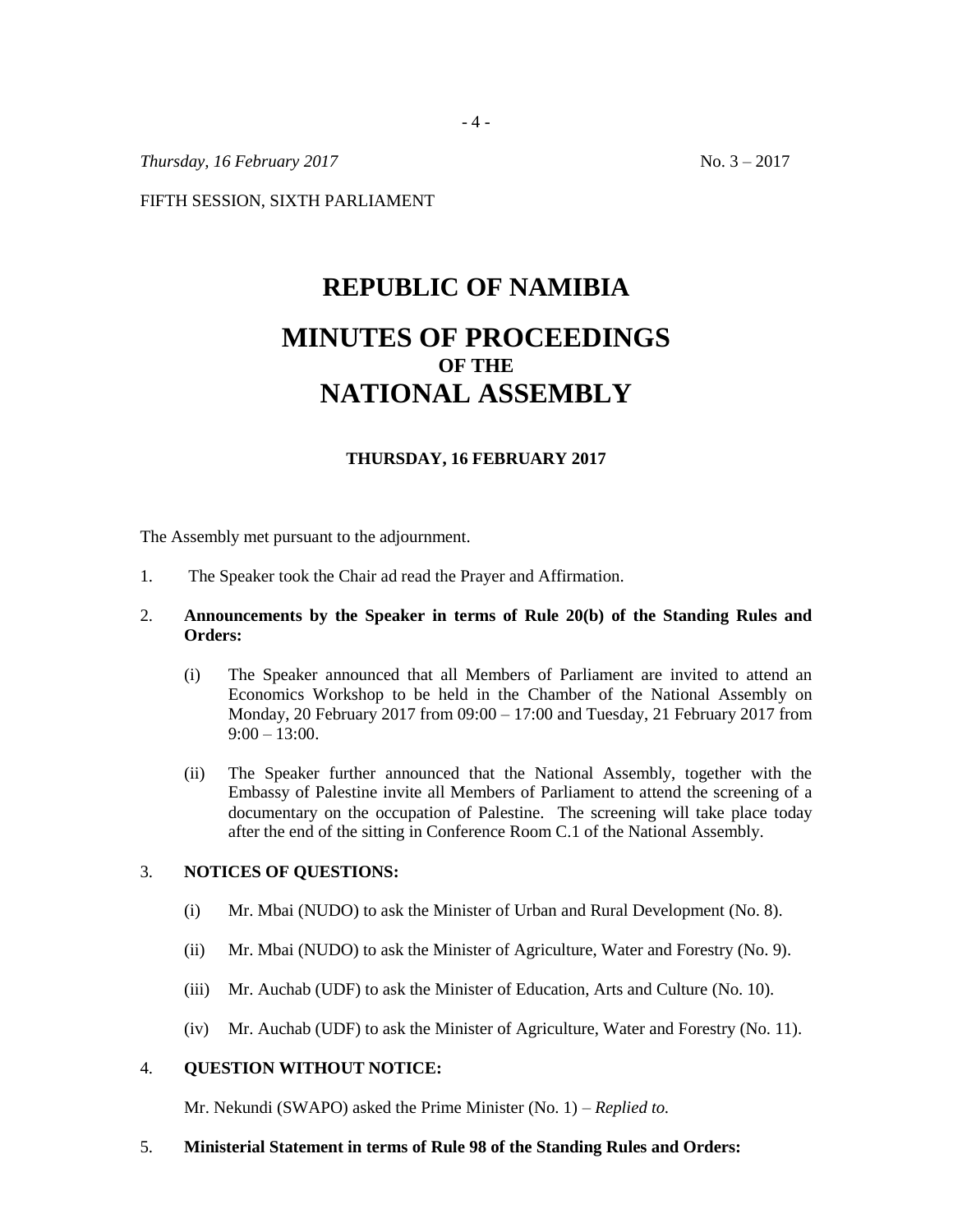*Thursday, 16 February 2017* No. 3 – 2017

FIFTH SESSION, SIXTH PARLIAMENT

# REPUBLIC OF NAMIBIA

# MINUTES OF PROCEEDINGS
## OF THE
# NATIONAL ASSEMBLY

**THURSDAY, 16 FEBRUARY 2017**

The Assembly met pursuant to the adjournment.

1. The Speaker took the Chair ad read the Prayer and Affirmation.

2. **Announcements by the Speaker in terms of Rule 20(b) of the Standing Rules and Orders:**

   (i) The Speaker announced that all Members of Parliament are invited to attend an Economics Workshop to be held in the Chamber of the National Assembly on Monday, 20 February 2017 from 09:00 – 17:00 and Tuesday, 21 February 2017 from 9:00 – 13:00.

   (ii) The Speaker further announced that the National Assembly, together with the Embassy of Palestine invite all Members of Parliament to attend the screening of a documentary on the occupation of Palestine. The screening will take place today after the end of the sitting in Conference Room C.1 of the National Assembly.

3. **NOTICES OF QUESTIONS:**

   (i) Mr. Mbai (NUDO) to ask the Minister of Urban and Rural Development (No. 8).

   (ii) Mr. Mbai (NUDO) to ask the Minister of Agriculture, Water and Forestry (No. 9).

   (iii) Mr. Auchab (UDF) to ask the Minister of Education, Arts and Culture (No. 10).

   (iv) Mr. Auchab (UDF) to ask the Minister of Agriculture, Water and Forestry (No. 11).

4. **QUESTION WITHOUT NOTICE:**

   Mr. Nekundi (SWAPO) asked the Prime Minister (No. 1) – *Replied to.*

5. **Ministerial Statement in terms of Rule 98 of the Standing Rules and Orders:**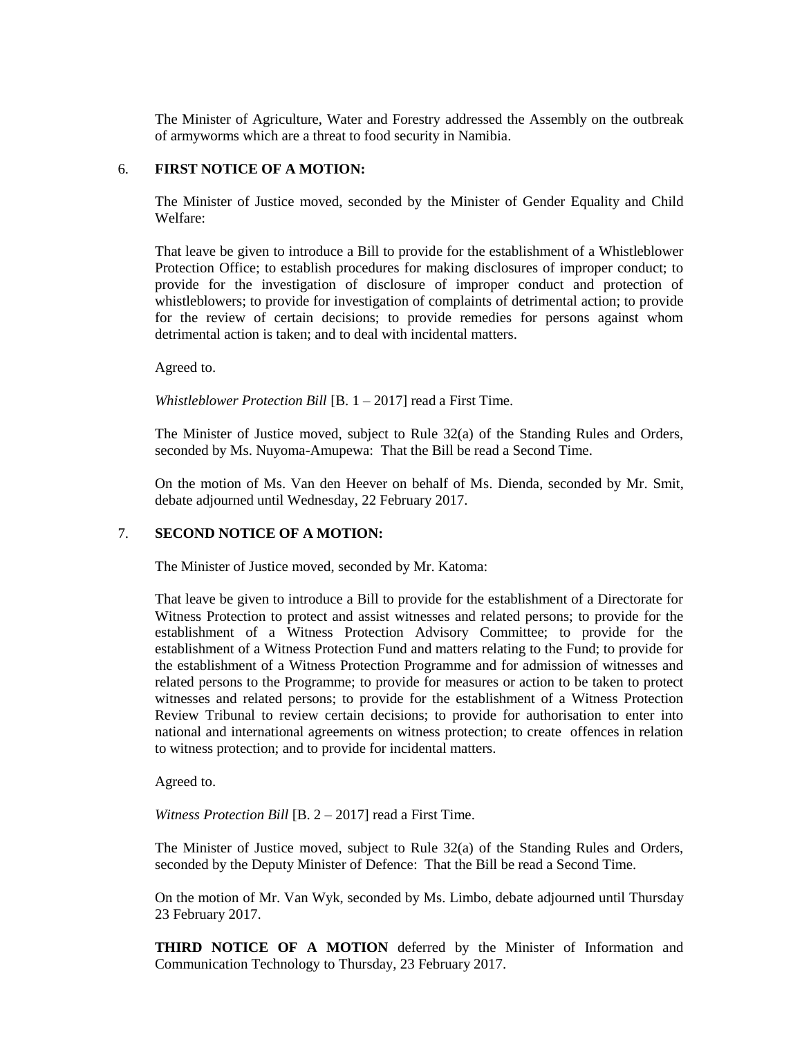The Minister of Agriculture, Water and Forestry addressed the Assembly on the outbreak of armyworms which are a threat to food security in Namibia.

6. **FIRST NOTICE OF A MOTION:**

The Minister of Justice moved, seconded by the Minister of Gender Equality and Child Welfare:

That leave be given to introduce a Bill to provide for the establishment of a Whistleblower Protection Office; to establish procedures for making disclosures of improper conduct; to provide for the investigation of disclosure of improper conduct and protection of whistleblowers; to provide for investigation of complaints of detrimental action; to provide for the review of certain decisions; to provide remedies for persons against whom detrimental action is taken; and to deal with incidental matters.

Agreed to.

*Whistleblower Protection Bill* [B. 1 – 2017] read a First Time.

The Minister of Justice moved, subject to Rule 32(a) of the Standing Rules and Orders, seconded by Ms. Nuyoma-Amupewa: That the Bill be read a Second Time.

On the motion of Ms. Van den Heever on behalf of Ms. Dienda, seconded by Mr. Smit, debate adjourned until Wednesday, 22 February 2017.

7. **SECOND NOTICE OF A MOTION:**

The Minister of Justice moved, seconded by Mr. Katoma:

That leave be given to introduce a Bill to provide for the establishment of a Directorate for Witness Protection to protect and assist witnesses and related persons; to provide for the establishment of a Witness Protection Advisory Committee; to provide for the establishment of a Witness Protection Fund and matters relating to the Fund; to provide for the establishment of a Witness Protection Programme and for admission of witnesses and related persons to the Programme; to provide for measures or action to be taken to protect witnesses and related persons; to provide for the establishment of a Witness Protection Review Tribunal to review certain decisions; to provide for authorisation to enter into national and international agreements on witness protection; to create offences in relation to witness protection; and to provide for incidental matters.

Agreed to.

*Witness Protection Bill* [B. 2 – 2017] read a First Time.

The Minister of Justice moved, subject to Rule 32(a) of the Standing Rules and Orders, seconded by the Deputy Minister of Defence: That the Bill be read a Second Time.

On the motion of Mr. Van Wyk, seconded by Ms. Limbo, debate adjourned until Thursday 23 February 2017.

**THIRD NOTICE OF A MOTION** deferred by the Minister of Information and Communication Technology to Thursday, 23 February 2017.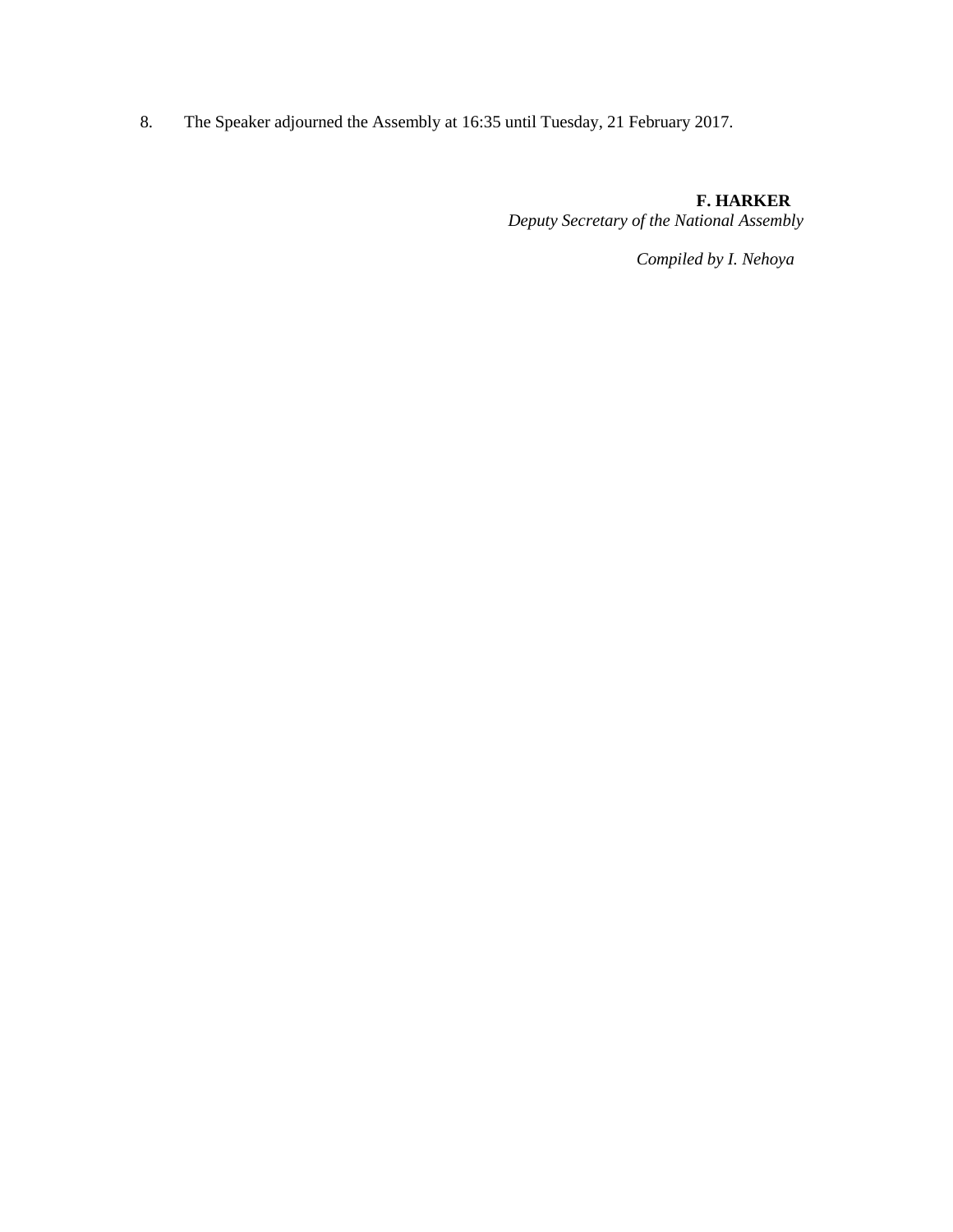8. The Speaker adjourned the Assembly at 16:35 until Tuesday, 21 February 2017.

**F. HARKER**
*Deputy Secretary of the National Assembly*

*Compiled by I. Nehoya*